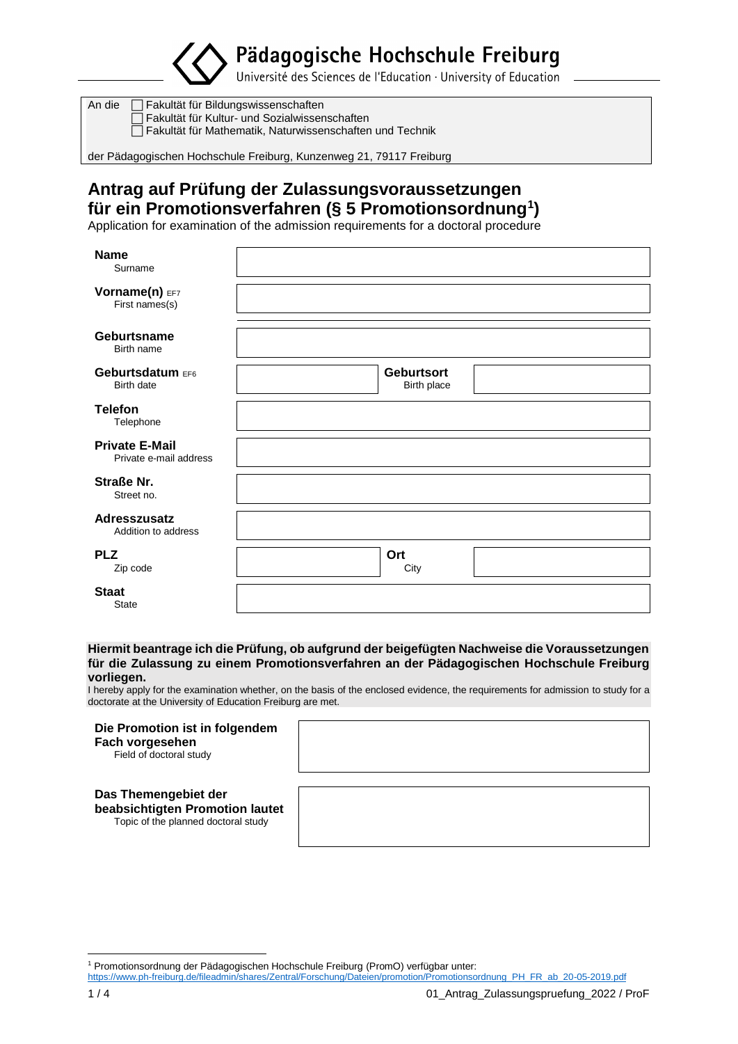Pädagogische Hochschule Freiburg
Université des Sciences de l'Education · University of Education

An die
- ☐ Fakultät für Bildungswissenschaften
- ☐ Fakultät für Kultur- und Sozialwissenschaften
- ☐ Fakultät für Mathematik, Naturwissenschaften und Technik

der Pädagogischen Hochschule Freiburg, Kunzenweg 21, 79117 Freiburg

# Antrag auf Prüfung der Zulassungsvoraussetzungen für ein Promotionsverfahren (§ 5 Promotionsordnung[1])

Application for examination of the admission requirements for a doctoral procedure

| | | | |
|---|---|---|---|
| **Name** Surname | | | |
| **Vorname(n)** EF7 First names(s) | | | |
| **Geburtsname** Birth name | | | |
| **Geburtsdatum** EF6 Birth date | | **Geburtsort** Birth place | |
| **Telefon** Telephone | | | |
| **Private E-Mail** Private e-mail address | | | |
| **Straße Nr.** Street no. | | | |
| **Adresszusatz** Addition to address | | | |
| **PLZ** Zip code | | **Ort** City | |
| **Staat** State | | | |

**Hiermit beantrage ich die Prüfung, ob aufgrund der beigefügten Nachweise die Voraussetzungen für die Zulassung zu einem Promotionsverfahren an der Pädagogischen Hochschule Freiburg vorliegen.**
I hereby apply for the examination whether, on the basis of the enclosed evidence, the requirements for admission to study for a doctorate at the University of Education Freiburg are met.

| | |
|---|---|
| **Die Promotion ist in folgendem Fach vorgesehen** Field of doctoral study | |
| **Das Themengebiet der beabsichtigten Promotion lautet** Topic of the planned doctoral study | |

[1] Promotionsordnung der Pädagogischen Hochschule Freiburg (PromO) verfügbar unter: https://www.ph-freiburg.de/fileadmin/shares/Zentral/Forschung/Dateien/promotion/Promotionsordnung_PH_FR_ab_20-05-2019.pdf

01_Antrag_Zulassungspruefung_2022 / ProF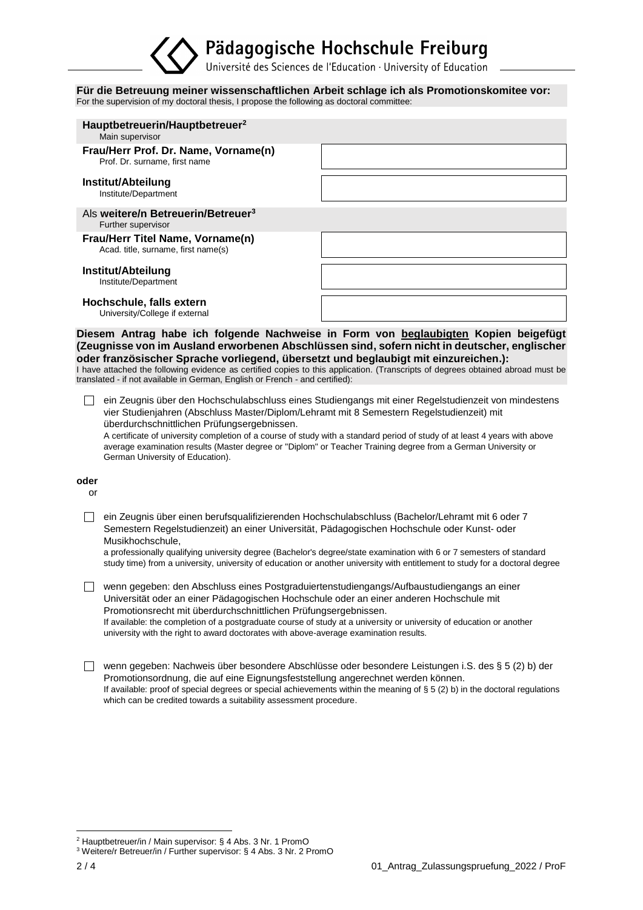**Für die Betreuung meiner wissenschaftlichen Arbeit schlage ich als Promotionskomitee vor:**
For the supervision of my doctoral thesis, I propose the following as doctoral committee:

**Hauptbetreuerin/Hauptbetreuer[2]**
Main supervisor

| | |
|---|---|
| **Frau/Herr Prof. Dr. Name, Vorname(n)**<br>Prof. Dr. surname, first name | |
| **Institut/Abteilung**<br>Institute/Department | |

Als **weitere/n Betreuerin/Betreuer[3]**
Further supervisor

| | |
|---|---|
| **Frau/Herr Titel Name, Vorname(n)**<br>Acad. title, surname, first name(s) | |
| **Institut/Abteilung**<br>Institute/Department | |
| **Hochschule, falls extern**<br>University/College if external | |

**Diesem Antrag habe ich folgende Nachweise in Form von beglaubigten Kopien beigefügt (Zeugnisse von im Ausland erworbenen Abschlüssen sind, sofern nicht in deutscher, englischer oder französischer Sprache vorliegend, übersetzt und beglaubigt mit einzureichen.):**
I have attached the following evidence as certified copies to this application. (Transcripts of degrees obtained abroad must be translated - if not available in German, English or French - and certified):

- ☐ ein Zeugnis über den Hochschulabschluss eines Studiengangs mit einer Regelstudienzeit von mindestens vier Studienjahren (Abschluss Master/Diplom/Lehramt mit 8 Semestern Regelstudienzeit) mit überdurchschnittlichen Prüfungsergebnissen.
  A certificate of university completion of a course of study with a standard period of study of at least 4 years with above average examination results (Master degree or "Diplom" or Teacher Training degree from a German University or German University of Education).

**oder**
or

- ☐ ein Zeugnis über einen berufsqualifizierenden Hochschulabschluss (Bachelor/Lehramt mit 6 oder 7 Semestern Regelstudienzeit) an einer Universität, Pädagogischen Hochschule oder Kunst- oder Musikhochschule,
  a professionally qualifying university degree (Bachelor's degree/state examination with 6 or 7 semesters of standard study time) from a university, university of education or another university with entitlement to study for a doctoral degree

- ☐ wenn gegeben: den Abschluss eines Postgraduiertenstudiengangs/Aufbaustudiengangs an einer Universität oder an einer Pädagogischen Hochschule oder an einer anderen Hochschule mit Promotionsrecht mit überdurchschnittlichen Prüfungsergebnissen.
  If available: the completion of a postgraduate course of study at a university or university of education or another university with the right to award doctorates with above-average examination results.

- ☐ wenn gegeben: Nachweis über besondere Abschlüsse oder besondere Leistungen i.S. des § 5 (2) b) der Promotionsordnung, die auf eine Eignungsfeststellung angerechnet werden können.
  If available: proof of special degrees or special achievements within the meaning of § 5 (2) b) in the doctoral regulations which can be credited towards a suitability assessment procedure.

---

[2] Hauptbetreuer/in / Main supervisor: § 4 Abs. 3 Nr. 1 PromO
[3] Weitere/r Betreuer/in / Further supervisor: § 4 Abs. 3 Nr. 2 PromO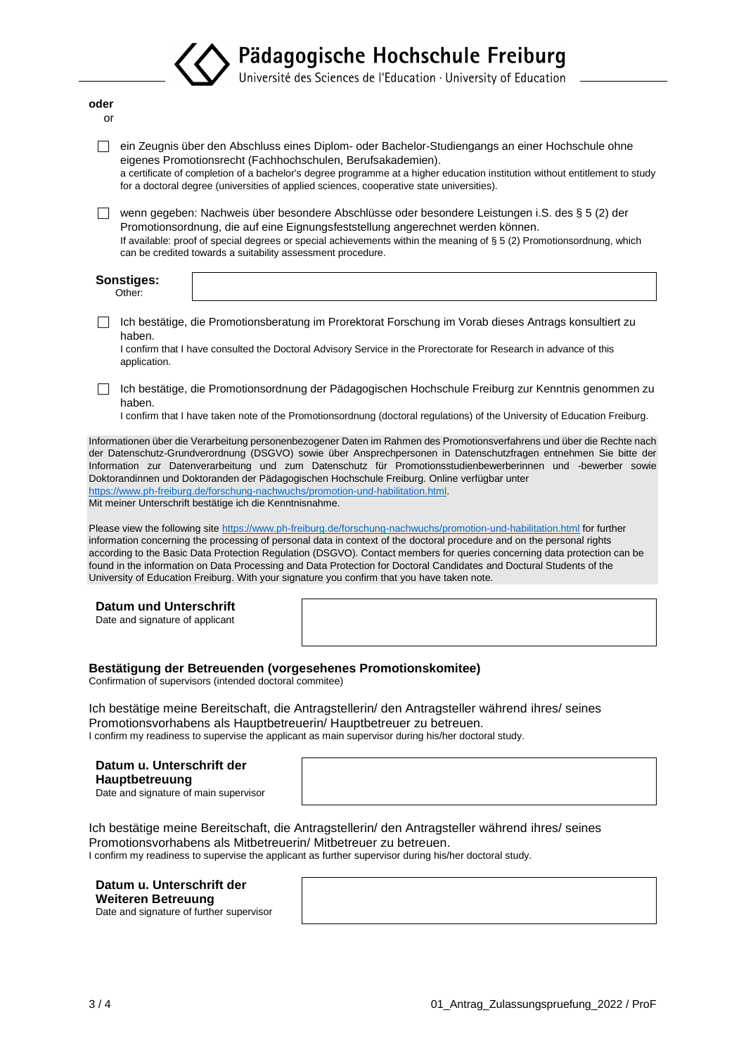**oder**
or

☐ ein Zeugnis über den Abschluss eines Diplom- oder Bachelor-Studiengangs an einer Hochschule ohne eigenes Promotionsrecht (Fachhochschulen, Berufsakademien).
a certificate of completion of a bachelor's degree programme at a higher education institution without entitlement to study for a doctoral degree (universities of applied sciences, cooperative state universities).

☐ wenn gegeben: Nachweis über besondere Abschlüsse oder besondere Leistungen i.S. des § 5 (2) der Promotionsordnung, die auf eine Eignungsfeststellung angerechnet werden können.
If available: proof of special degrees or special achievements within the meaning of § 5 (2) Promotionsordnung, which can be credited towards a suitability assessment procedure.

**Sonstiges:**
Other:

☐ Ich bestätige, die Promotionsberatung im Prorektorat Forschung im Vorab dieses Antrags konsultiert zu haben.
I confirm that I have consulted the Doctoral Advisory Service in the Proretorate for Research in advance of this application.

☐ Ich bestätige, die Promotionsordnung der Pädagogischen Hochschule Freiburg zur Kenntnis genommen zu haben.
I confirm that I have taken note of the Promotionsordnung (doctoral regulations) of the University of Education Freiburg.

Informationen über die Verarbeitung personenbezogener Daten im Rahmen des Promotionsverfahrens und über die Rechte nach der Datenschutz-Grundverordnung (DSGVO) sowie über Ansprechpersonen in Datenschutzfragen entnehmen Sie bitte der Information zur Datenverarbeitung und zum Datenschutz für Promotionsstudienbewerberinnen und -bewerber sowie Doktorandinnen und Doktoranden der Pädagogischen Hochschule Freiburg. Online verfügbar unter https://www.ph-freiburg.de/forschung-nachwuchs/promotion-und-habilitation.html.
Mit meiner Unterschrift bestätige ich die Kenntnisnahme.

Please view the following site https://www.ph-freiburg.de/forschung-nachwuchs/promotion-und-habilitation.html for further information concerning the processing of personal data in context of the doctoral procedure and on the personal rights according to the Basic Data Protection Regulation (DSGVO). Contact members for queries concerning data protection can be found in the information on Data Processing and Data Protection for Doctoral Candidates and Doctural Students of the University of Education Freiburg. With your signature you confirm that you have taken note.

**Datum und Unterschrift**
Date and signature of applicant

## Bestätigung der Betreuenden (vorgesehenes Promotionskomitee)

Confirmation of supervisors (intended doctoral commitee)

Ich bestätige meine Bereitschaft, die Antragstellerin/ den Antragsteller während ihres/ seines Promotionsvorhabens als Hauptbetreuerin/ Hauptbetreuer zu betreuen.
I confirm my readiness to supervise the applicant as main supervisor during his/her doctoral study.

**Datum u. Unterschrift der Hauptbetreuung**
Date and signature of main supervisor

Ich bestätige meine Bereitschaft, die Antragstellerin/ den Antragsteller während ihres/ seines Promotionsvorhabens als Mitbetreuerin/ Mitbetreuer zu betreuen.
I confirm my readiness to supervise the applicant as further supervisor during his/her doctoral study.

**Datum u. Unterschrift der Weiteren Betreuung**
Date and signature of further supervisor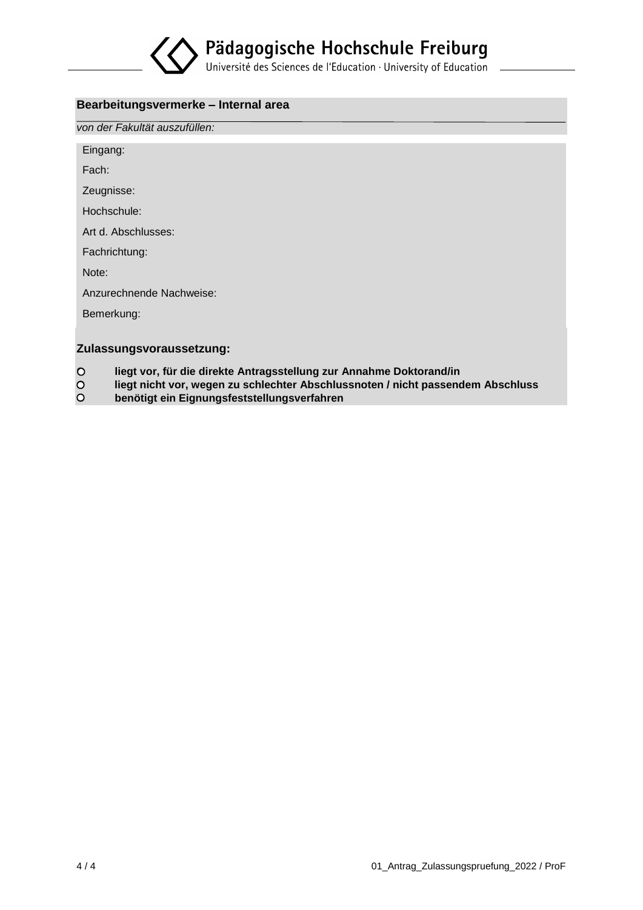## Bearbeitungsvermerke – Internal area

*von der Fakultät auszufüllen:*

Eingang:

Fach:

Zeugnisse:

Hochschule:

Art d. Abschlusses:

Fachrichtung:

Note:

Anzurechnende Nachweise:

Bemerkung:

### Zulassungsvoraussetzung:

- ○ **liegt vor, für die direkte Antragsstellung zur Annahme Doktorand/in**
- ○ **liegt nicht vor, wegen zu schlechter Abschlussnoten / nicht passendem Abschluss**
- ○ **benötigt ein Eignungsfeststellungsverfahren**